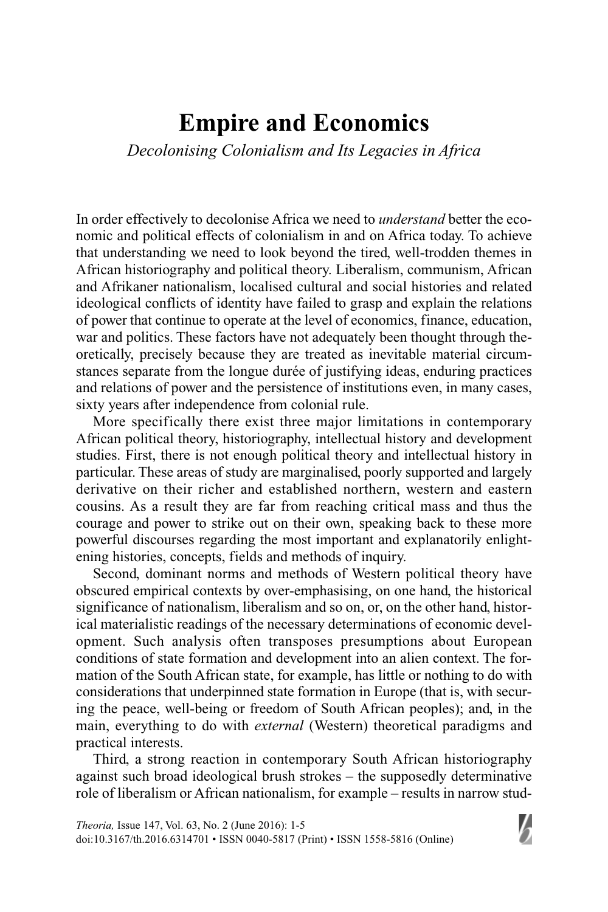# Empire and Economics

*Decolonising Colonialism and Its Legacies in Africa*

In order effectively to decolonise Africa we need to *understand* better the economic and political effects of colonialism in and on Africa today. To achieve that understanding we need to look beyond the tired, well-trodden themes in African historiography and political theory. Liberalism, communism, African and Afrikaner nationalism, localised cultural and social histories and related ideological conflicts of identity have failed to grasp and explain the relations of power that continue to operate at the level of economics, finance, education, war and politics. These factors have not adequately been thought through theoretically, precisely because they are treated as inevitable material circumstances separate from the longue durée of justifying ideas, enduring practices and relations of power and the persistence of institutions even, in many cases, sixty years after independence from colonial rule.

More specifically there exist three major limitations in contemporary African political theory, historiography, intellectual history and development studies. First, there is not enough political theory and intellectual history in particular. These areas of study are marginalised, poorly supported and largely derivative on their richer and established northern, western and eastern cousins. As a result they are far from reaching critical mass and thus the courage and power to strike out on their own, speaking back to these more powerful discourses regarding the most important and explanatorily enlightening histories, concepts, fields and methods of inquiry.

Second, dominant norms and methods of Western political theory have obscured empirical contexts by over-emphasising, on one hand, the historical significance of nationalism, liberalism and so on, or, on the other hand, historical materialistic readings of the necessary determinations of economic development. Such analysis often transposes presumptions about European conditions of state formation and development into an alien context. The formation of the South African state, for example, has little or nothing to do with considerations that underpinned state formation in Europe (that is, with securing the peace, well-being or freedom of South African peoples); and, in the main, everything to do with *external* (Western) theoretical paradigms and practical interests.

Third, a strong reaction in contemporary South African historiography against such broad ideological brush strokes – the supposedly determinative role of liberalism or African nationalism, for example – results in narrow stud-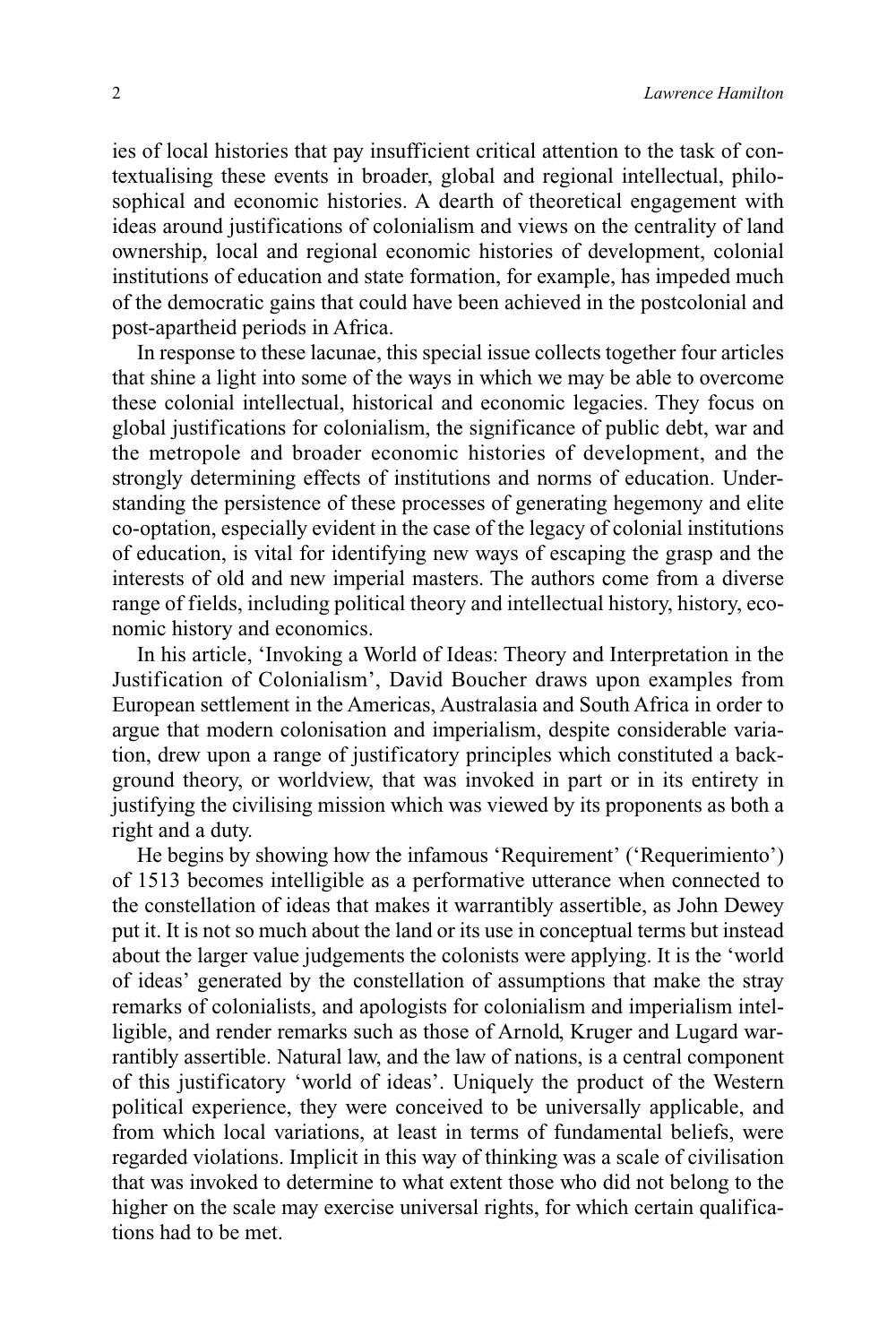ies of local histories that pay insufficient critical attention to the task of contextualising these events in broader, global and regional intellectual, philosophical and economic histories. A dearth of theoretical engagement with ideas around justifications of colonialism and views on the centrality of land ownership, local and regional economic histories of development, colonial institutions of education and state formation, for example, has impeded much of the democratic gains that could have been achieved in the postcolonial and post-apartheid periods in Africa.

In response to these lacunae, this special issue collects together four articles that shine a light into some of the ways in which we may be able to overcome these colonial intellectual, historical and economic legacies. They focus on global justifications for colonialism, the significance of public debt, war and the metropole and broader economic histories of development, and the strongly determining effects of institutions and norms of education. Understanding the persistence of these processes of generating hegemony and elite co-optation, especially evident in the case of the legacy of colonial institutions of education, is vital for identifying new ways of escaping the grasp and the interests of old and new imperial masters. The authors come from a diverse range of fields, including political theory and intellectual history, history, economic history and economics.

In his article, 'Invoking a World of Ideas: Theory and Interpretation in the Justification of Colonialism', David Boucher draws upon examples from European settlement in the Americas, Australasia and South Africa in order to argue that modern colonisation and imperialism, despite considerable variation, drew upon a range of justificatory principles which constituted a background theory, or worldview, that was invoked in part or in its entirety in justifying the civilising mission which was viewed by its proponents as both a right and a duty.

He begins by showing how the infamous 'Requirement' ('Requerimiento') of 1513 becomes intelligible as a performative utterance when connected to the constellation of ideas that makes it warrantibly assertible, as John Dewey put it. It is not so much about the land or its use in conceptual terms but instead about the larger value judgements the colonists were applying. It is the 'world of ideas' generated by the constellation of assumptions that make the stray remarks of colonialists, and apologists for colonialism and imperialism intelligible, and render remarks such as those of Arnold, Kruger and Lugard warrantibly assertible. Natural law, and the law of nations, is a central component of this justificatory 'world of ideas'. Uniquely the product of the Western political experience, they were conceived to be universally applicable, and from which local variations, at least in terms of fundamental beliefs, were regarded violations. Implicit in this way of thinking was a scale of civilisation that was invoked to determine to what extent those who did not belong to the higher on the scale may exercise universal rights, for which certain qualifications had to be met.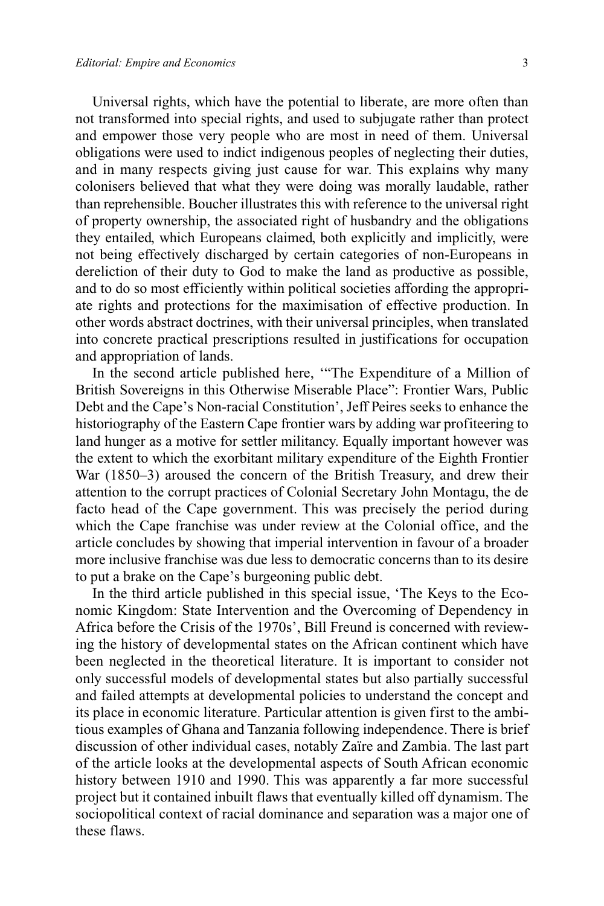Universal rights, which have the potential to liberate, are more often than not transformed into special rights, and used to subjugate rather than protect and empower those very people who are most in need of them. Universal obligations were used to indict indigenous peoples of neglecting their duties, and in many respects giving just cause for war. This explains why many colonisers believed that what they were doing was morally laudable, rather than reprehensible. Boucher illustrates this with reference to the universal right of property ownership, the associated right of husbandry and the obligations they entailed, which Europeans claimed, both explicitly and implicitly, were not being effectively discharged by certain categories of non-Europeans in dereliction of their duty to God to make the land as productive as possible, and to do so most efficiently within political societies affording the appropriate rights and protections for the maximisation of effective production. In other words abstract doctrines, with their universal principles, when translated into concrete practical prescriptions resulted in justifications for occupation and appropriation of lands.

In the second article published here, '"The Expenditure of a Million of British Sovereigns in this Otherwise Miserable Place": Frontier Wars, Public Debt and the Cape's Non-racial Constitution', Jeff Peires seeks to enhance the historiography of the Eastern Cape frontier wars by adding war profiteering to land hunger as a motive for settler militancy. Equally important however was the extent to which the exorbitant military expenditure of the Eighth Frontier War (1850–3) aroused the concern of the British Treasury, and drew their attention to the corrupt practices of Colonial Secretary John Montagu, the de facto head of the Cape government. This was precisely the period during which the Cape franchise was under review at the Colonial office, and the article concludes by showing that imperial intervention in favour of a broader more inclusive franchise was due less to democratic concerns than to its desire to put a brake on the Cape's burgeoning public debt.

In the third article published in this special issue, 'The Keys to the Economic Kingdom: State Intervention and the Overcoming of Dependency in Africa before the Crisis of the 1970s', Bill Freund is concerned with reviewing the history of developmental states on the African continent which have been neglected in the theoretical literature. It is important to consider not only successful models of developmental states but also partially successful and failed attempts at developmental policies to understand the concept and its place in economic literature. Particular attention is given first to the ambitious examples of Ghana and Tanzania following independence. There is brief discussion of other individual cases, notably Zaïre and Zambia. The last part of the article looks at the developmental aspects of South African economic history between 1910 and 1990. This was apparently a far more successful project but it contained inbuilt flaws that eventually killed off dynamism. The sociopolitical context of racial dominance and separation was a major one of these flaws.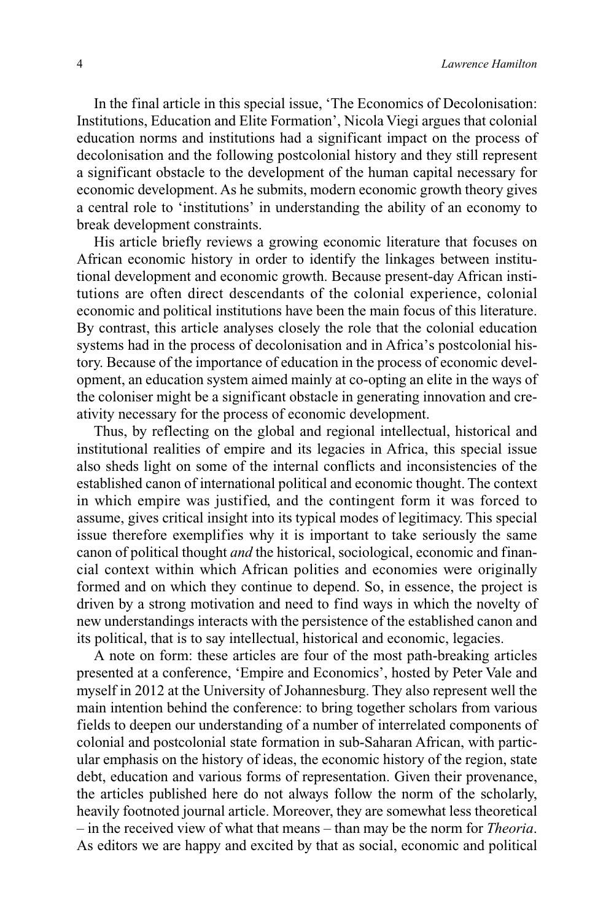In the final article in this special issue, 'The Economics of Decolonisation: Institutions, Education and Elite Formation', Nicola Viegi argues that colonial education norms and institutions had a significant impact on the process of decolonisation and the following postcolonial history and they still represent a significant obstacle to the development of the human capital necessary for economic development. As he submits, modern economic growth theory gives a central role to 'institutions' in understanding the ability of an economy to break development constraints.

His article briefly reviews a growing economic literature that focuses on African economic history in order to identify the linkages between institutional development and economic growth. Because present-day African institutions are often direct descendants of the colonial experience, colonial economic and political institutions have been the main focus of this literature. By contrast, this article analyses closely the role that the colonial education systems had in the process of decolonisation and in Africa's postcolonial history. Because of the importance of education in the process of economic development, an education system aimed mainly at co-opting an elite in the ways of the coloniser might be a significant obstacle in generating innovation and creativity necessary for the process of economic development.

Thus, by reflecting on the global and regional intellectual, historical and institutional realities of empire and its legacies in Africa, this special issue also sheds light on some of the internal conflicts and inconsistencies of the established canon of international political and economic thought. The context in which empire was justified, and the contingent form it was forced to assume, gives critical insight into its typical modes of legitimacy. This special issue therefore exemplifies why it is important to take seriously the same canon of political thought *and* the historical, sociological, economic and financial context within which African polities and economies were originally formed and on which they continue to depend. So, in essence, the project is driven by a strong motivation and need to find ways in which the novelty of new understandings interacts with the persistence of the established canon and its political, that is to say intellectual, historical and economic, legacies.

A note on form: these articles are four of the most path-breaking articles presented at a conference, 'Empire and Economics', hosted by Peter Vale and myself in 2012 at the University of Johannesburg. They also represent well the main intention behind the conference: to bring together scholars from various fields to deepen our understanding of a number of interrelated components of colonial and postcolonial state formation in sub-Saharan African, with particular emphasis on the history of ideas, the economic history of the region, state debt, education and various forms of representation. Given their provenance, the articles published here do not always follow the norm of the scholarly, heavily footnoted journal article. Moreover, they are somewhat less theoretical – in the received view of what that means – than may be the norm for *Theoria*. As editors we are happy and excited by that as social, economic and political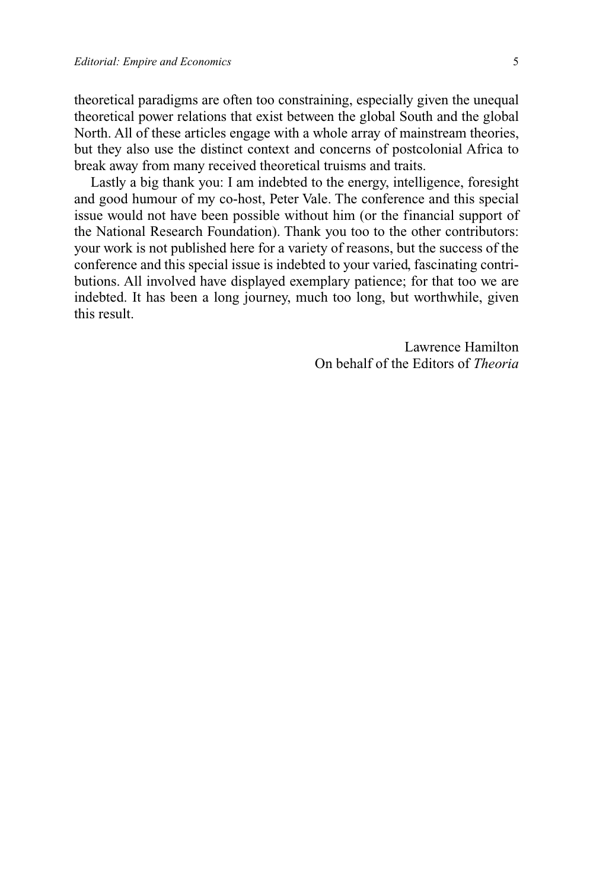theoretical paradigms are often too constraining, especially given the unequal theoretical power relations that exist between the global South and the global North. All of these articles engage with a whole array of mainstream theories, but they also use the distinct context and concerns of postcolonial Africa to break away from many received theoretical truisms and traits.

Lastly a big thank you: I am indebted to the energy, intelligence, foresight and good humour of my co-host, Peter Vale. The conference and this special issue would not have been possible without him (or the financial support of the National Research Foundation). Thank you too to the other contributors: your work is not published here for a variety of reasons, but the success of the conference and this special issue is indebted to your varied, fascinating contributions. All involved have displayed exemplary patience; for that too we are indebted. It has been a long journey, much too long, but worthwhile, given this result.

Lawrence Hamilton
On behalf of the Editors of *Theoria*